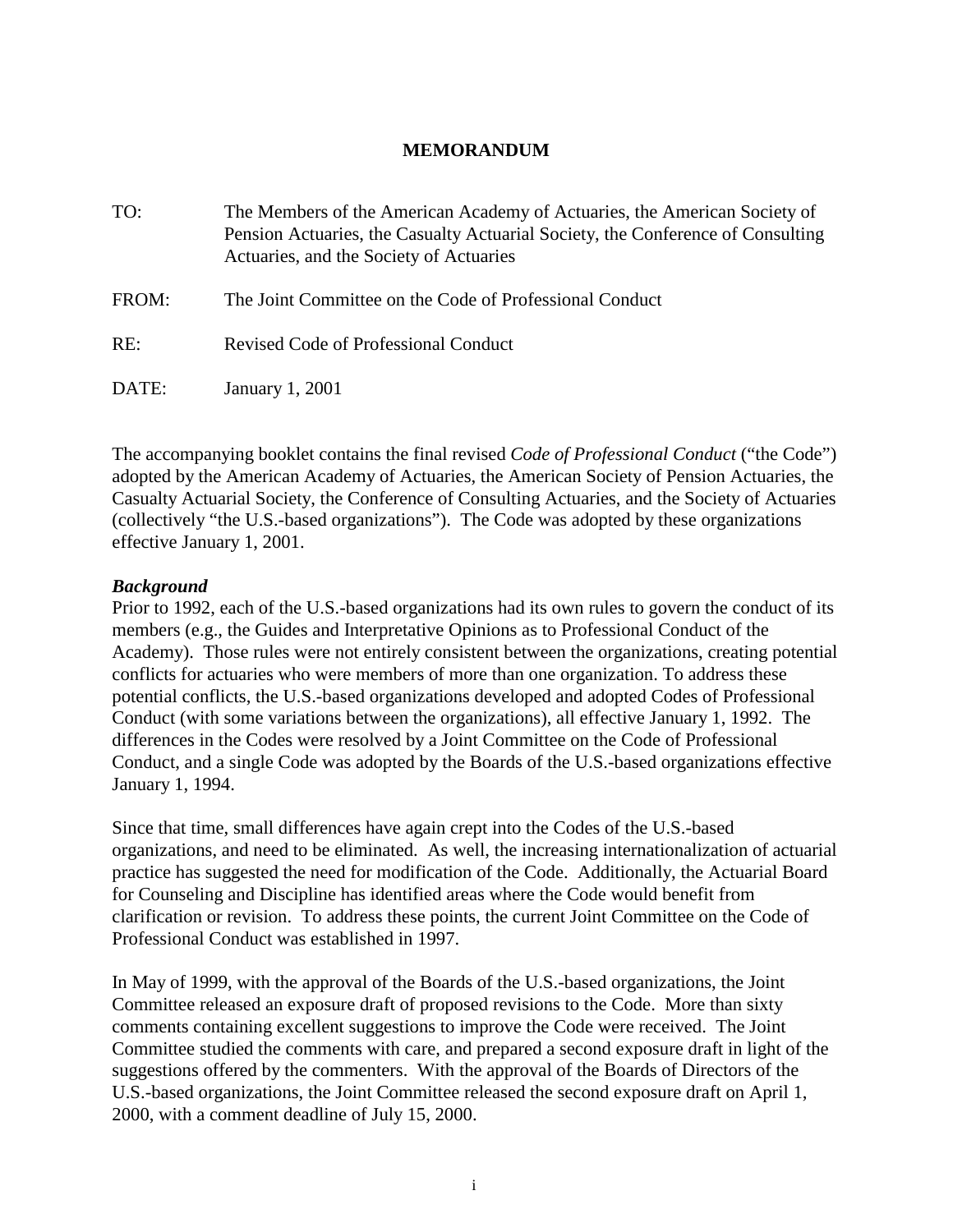# MEMORANDUM

| | |
|---|---|
| TO: | The Members of the American Academy of Actuaries, the American Society of Pension Actuaries, the Casualty Actuarial Society, the Conference of Consulting Actuaries, and the Society of Actuaries |
| FROM: | The Joint Committee on the Code of Professional Conduct |
| RE: | Revised Code of Professional Conduct |
| DATE: | January 1, 2001 |

The accompanying booklet contains the final revised *Code of Professional Conduct* ("the Code") adopted by the American Academy of Actuaries, the American Society of Pension Actuaries, the Casualty Actuarial Society, the Conference of Consulting Actuaries, and the Society of Actuaries (collectively "the U.S.-based organizations"). The Code was adopted by these organizations effective January 1, 2001.

***Background***

Prior to 1992, each of the U.S.-based organizations had its own rules to govern the conduct of its members (e.g., the Guides and Interpretative Opinions as to Professional Conduct of the Academy). Those rules were not entirely consistent between the organizations, creating potential conflicts for actuaries who were members of more than one organization. To address these potential conflicts, the U.S.-based organizations developed and adopted Codes of Professional Conduct (with some variations between the organizations), all effective January 1, 1992. The differences in the Codes were resolved by a Joint Committee on the Code of Professional Conduct, and a single Code was adopted by the Boards of the U.S.-based organizations effective January 1, 1994.

Since that time, small differences have again crept into the Codes of the U.S.-based organizations, and need to be eliminated. As well, the increasing internationalization of actuarial practice has suggested the need for modification of the Code. Additionally, the Actuarial Board for Counseling and Discipline has identified areas where the Code would benefit from clarification or revision. To address these points, the current Joint Committee on the Code of Professional Conduct was established in 1997.

In May of 1999, with the approval of the Boards of the U.S.-based organizations, the Joint Committee released an exposure draft of proposed revisions to the Code. More than sixty comments containing excellent suggestions to improve the Code were received. The Joint Committee studied the comments with care, and prepared a second exposure draft in light of the suggestions offered by the commenters. With the approval of the Boards of Directors of the U.S.-based organizations, the Joint Committee released the second exposure draft on April 1, 2000, with a comment deadline of July 15, 2000.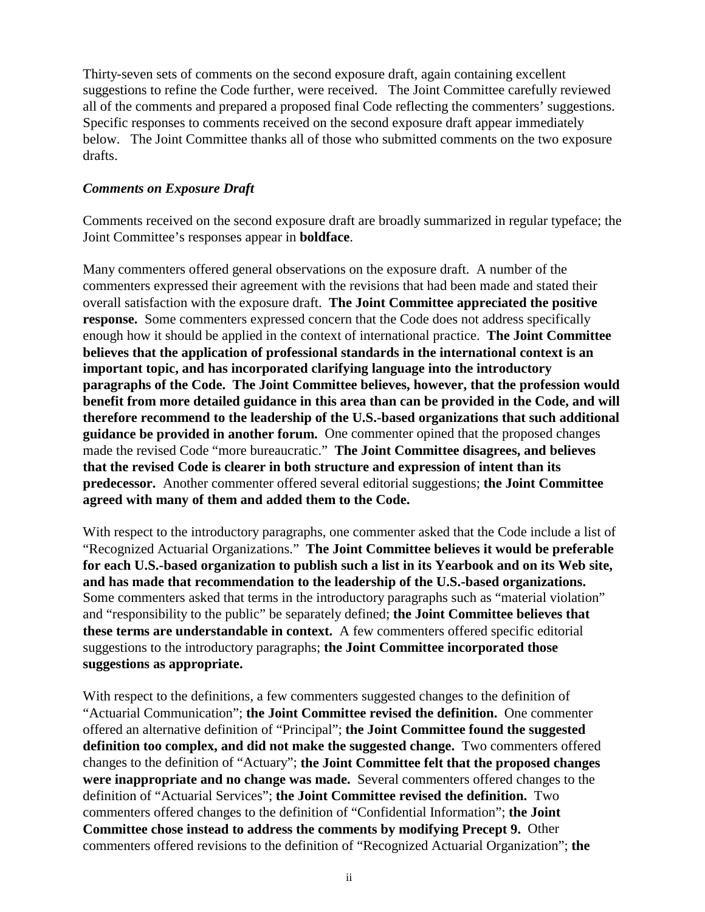Thirty-seven sets of comments on the second exposure draft, again containing excellent suggestions to refine the Code further, were received. The Joint Committee carefully reviewed all of the comments and prepared a proposed final Code reflecting the commenters' suggestions. Specific responses to comments received on the second exposure draft appear immediately below. The Joint Committee thanks all of those who submitted comments on the two exposure drafts.

***Comments on Exposure Draft***

Comments received on the second exposure draft are broadly summarized in regular typeface; the Joint Committee's responses appear in **boldface**.

Many commenters offered general observations on the exposure draft. A number of the commenters expressed their agreement with the revisions that had been made and stated their overall satisfaction with the exposure draft. **The Joint Committee appreciated the positive response.** Some commenters expressed concern that the Code does not address specifically enough how it should be applied in the context of international practice. **The Joint Committee believes that the application of professional standards in the international context is an important topic, and has incorporated clarifying language into the introductory paragraphs of the Code. The Joint Committee believes, however, that the profession would benefit from more detailed guidance in this area than can be provided in the Code, and will therefore recommend to the leadership of the U.S.-based organizations that such additional guidance be provided in another forum.** One commenter opined that the proposed changes made the revised Code "more bureaucratic." **The Joint Committee disagrees, and believes that the revised Code is clearer in both structure and expression of intent than its predecessor.** Another commenter offered several editorial suggestions; **the Joint Committee agreed with many of them and added them to the Code.**

With respect to the introductory paragraphs, one commenter asked that the Code include a list of "Recognized Actuarial Organizations." **The Joint Committee believes it would be preferable for each U.S.-based organization to publish such a list in its Yearbook and on its Web site, and has made that recommendation to the leadership of the U.S.-based organizations.** Some commenters asked that terms in the introductory paragraphs such as "material violation" and "responsibility to the public" be separately defined; **the Joint Committee believes that these terms are understandable in context.** A few commenters offered specific editorial suggestions to the introductory paragraphs; **the Joint Committee incorporated those suggestions as appropriate.**

With respect to the definitions, a few commenters suggested changes to the definition of "Actuarial Communication"; **the Joint Committee revised the definition.** One commenter offered an alternative definition of "Principal"; **the Joint Committee found the suggested definition too complex, and did not make the suggested change.** Two commenters offered changes to the definition of "Actuary"; **the Joint Committee felt that the proposed changes were inappropriate and no change was made.** Several commenters offered changes to the definition of "Actuarial Services"; **the Joint Committee revised the definition.** Two commenters offered changes to the definition of "Confidential Information"; **the Joint Committee chose instead to address the comments by modifying Precept 9.** Other commenters offered revisions to the definition of "Recognized Actuarial Organization"; **the**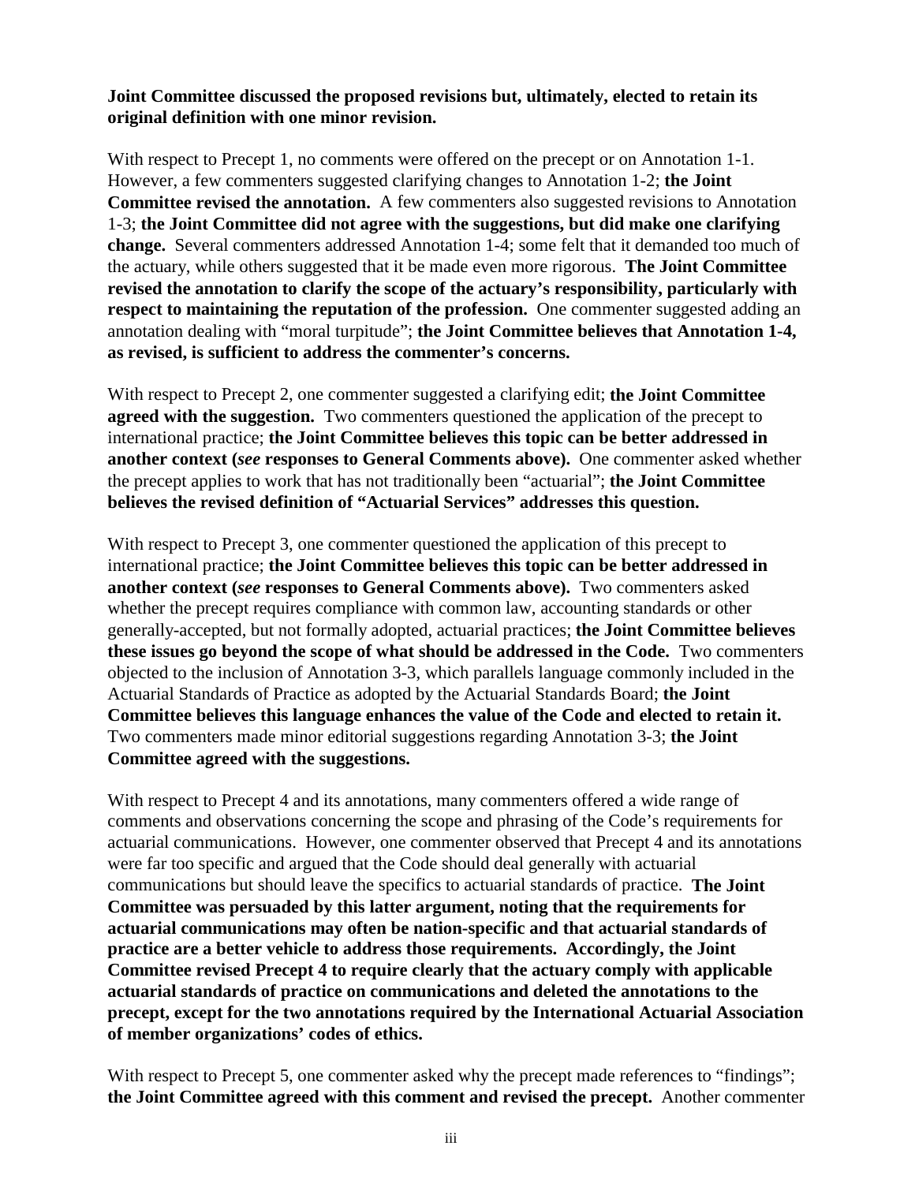**Joint Committee discussed the proposed revisions but, ultimately, elected to retain its original definition with one minor revision.**

With respect to Precept 1, no comments were offered on the precept or on Annotation 1-1. However, a few commenters suggested clarifying changes to Annotation 1-2; **the Joint Committee revised the annotation.** A few commenters also suggested revisions to Annotation 1-3; **the Joint Committee did not agree with the suggestions, but did make one clarifying change.** Several commenters addressed Annotation 1-4; some felt that it demanded too much of the actuary, while others suggested that it be made even more rigorous. **The Joint Committee revised the annotation to clarify the scope of the actuary's responsibility, particularly with respect to maintaining the reputation of the profession.** One commenter suggested adding an annotation dealing with "moral turpitude"; **the Joint Committee believes that Annotation 1-4, as revised, is sufficient to address the commenter's concerns.**

With respect to Precept 2, one commenter suggested a clarifying edit; **the Joint Committee agreed with the suggestion.** Two commenters questioned the application of the precept to international practice; **the Joint Committee believes this topic can be better addressed in another context (*see* responses to General Comments above).** One commenter asked whether the precept applies to work that has not traditionally been "actuarial"; **the Joint Committee believes the revised definition of "Actuarial Services" addresses this question.**

With respect to Precept 3, one commenter questioned the application of this precept to international practice; **the Joint Committee believes this topic can be better addressed in another context (*see* responses to General Comments above).** Two commenters asked whether the precept requires compliance with common law, accounting standards or other generally-accepted, but not formally adopted, actuarial practices; **the Joint Committee believes these issues go beyond the scope of what should be addressed in the Code.** Two commenters objected to the inclusion of Annotation 3-3, which parallels language commonly included in the Actuarial Standards of Practice as adopted by the Actuarial Standards Board; **the Joint Committee believes this language enhances the value of the Code and elected to retain it.** Two commenters made minor editorial suggestions regarding Annotation 3-3; **the Joint Committee agreed with the suggestions.**

With respect to Precept 4 and its annotations, many commenters offered a wide range of comments and observations concerning the scope and phrasing of the Code's requirements for actuarial communications. However, one commenter observed that Precept 4 and its annotations were far too specific and argued that the Code should deal generally with actuarial communications but should leave the specifics to actuarial standards of practice. **The Joint Committee was persuaded by this latter argument, noting that the requirements for actuarial communications may often be nation-specific and that actuarial standards of practice are a better vehicle to address those requirements. Accordingly, the Joint Committee revised Precept 4 to require clearly that the actuary comply with applicable actuarial standards of practice on communications and deleted the annotations to the precept, except for the two annotations required by the International Actuarial Association of member organizations' codes of ethics.**

With respect to Precept 5, one commenter asked why the precept made references to "findings"; **the Joint Committee agreed with this comment and revised the precept.** Another commenter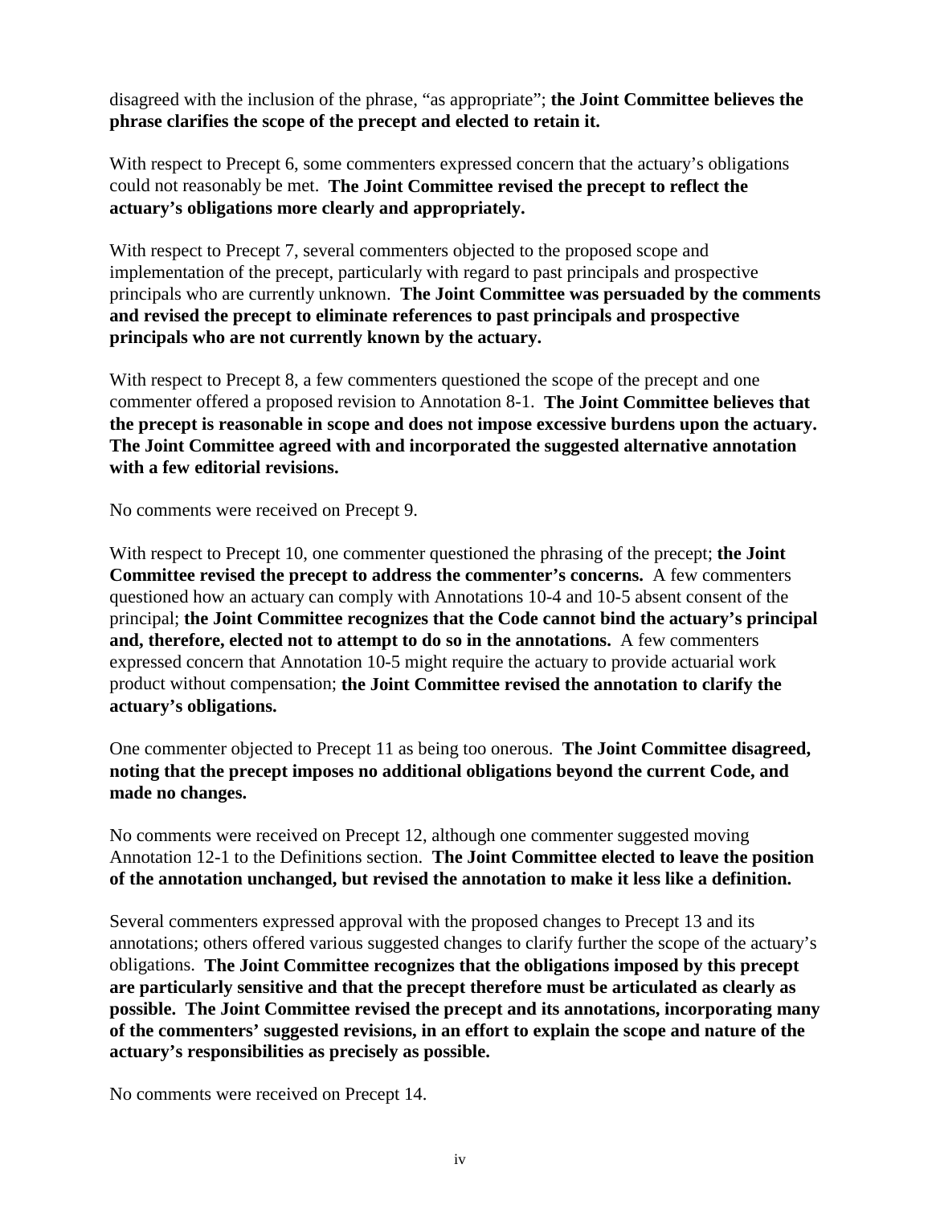disagreed with the inclusion of the phrase, "as appropriate"; **the Joint Committee believes the phrase clarifies the scope of the precept and elected to retain it.**

With respect to Precept 6, some commenters expressed concern that the actuary's obligations could not reasonably be met. **The Joint Committee revised the precept to reflect the actuary's obligations more clearly and appropriately.**

With respect to Precept 7, several commenters objected to the proposed scope and implementation of the precept, particularly with regard to past principals and prospective principals who are currently unknown. **The Joint Committee was persuaded by the comments and revised the precept to eliminate references to past principals and prospective principals who are not currently known by the actuary.**

With respect to Precept 8, a few commenters questioned the scope of the precept and one commenter offered a proposed revision to Annotation 8-1. **The Joint Committee believes that the precept is reasonable in scope and does not impose excessive burdens upon the actuary. The Joint Committee agreed with and incorporated the suggested alternative annotation with a few editorial revisions.**

No comments were received on Precept 9.

With respect to Precept 10, one commenter questioned the phrasing of the precept; **the Joint Committee revised the precept to address the commenter's concerns.** A few commenters questioned how an actuary can comply with Annotations 10-4 and 10-5 absent consent of the principal; **the Joint Committee recognizes that the Code cannot bind the actuary's principal and, therefore, elected not to attempt to do so in the annotations.** A few commenters expressed concern that Annotation 10-5 might require the actuary to provide actuarial work product without compensation; **the Joint Committee revised the annotation to clarify the actuary's obligations.**

One commenter objected to Precept 11 as being too onerous. **The Joint Committee disagreed, noting that the precept imposes no additional obligations beyond the current Code, and made no changes.**

No comments were received on Precept 12, although one commenter suggested moving Annotation 12-1 to the Definitions section. **The Joint Committee elected to leave the position of the annotation unchanged, but revised the annotation to make it less like a definition.**

Several commenters expressed approval with the proposed changes to Precept 13 and its annotations; others offered various suggested changes to clarify further the scope of the actuary's obligations. **The Joint Committee recognizes that the obligations imposed by this precept are particularly sensitive and that the precept therefore must be articulated as clearly as possible. The Joint Committee revised the precept and its annotations, incorporating many of the commenters' suggested revisions, in an effort to explain the scope and nature of the actuary's responsibilities as precisely as possible.**

No comments were received on Precept 14.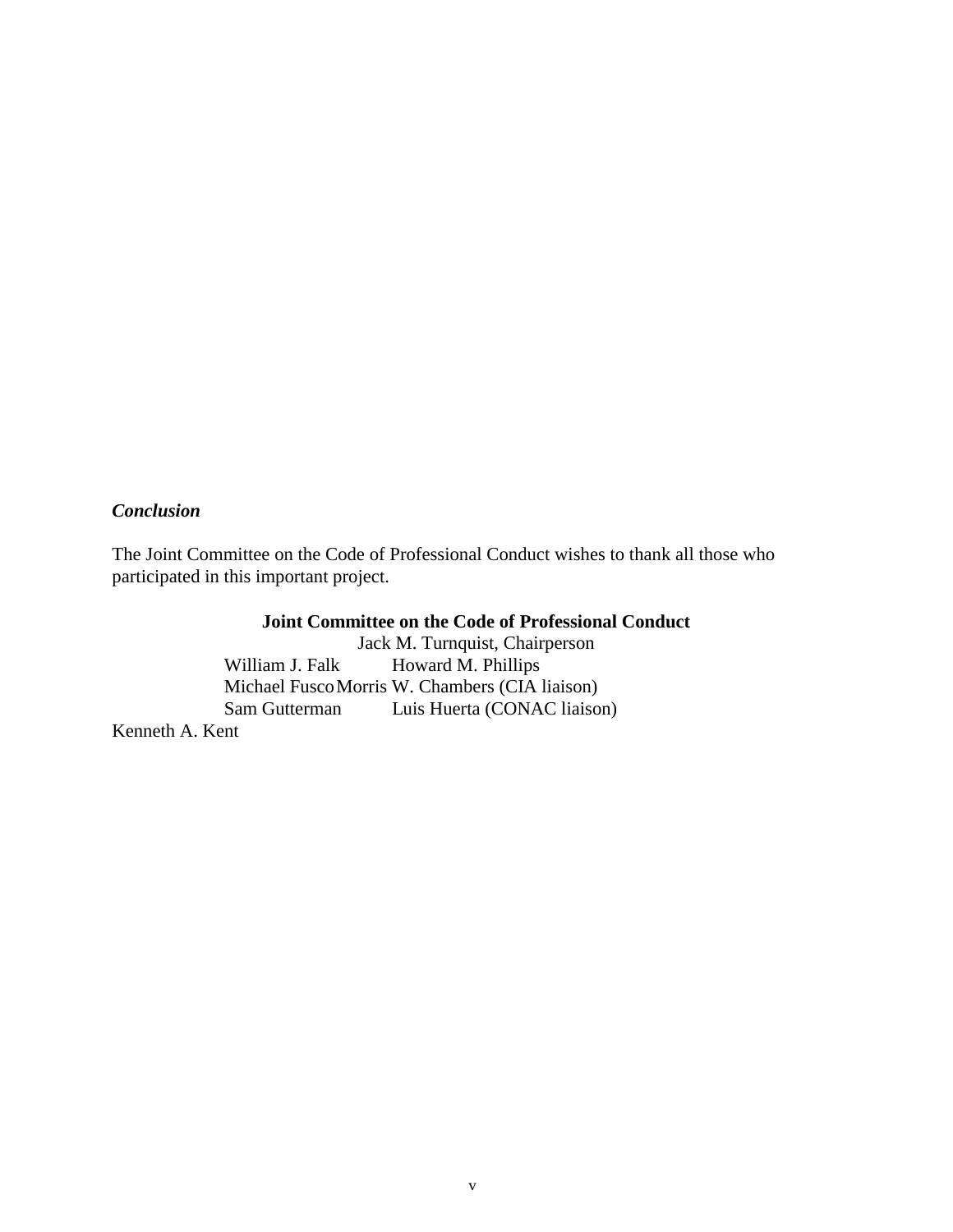***Conclusion***

The Joint Committee on the Code of Professional Conduct wishes to thank all those who participated in this important project.

**Joint Committee on the Code of Professional Conduct**

Jack M. Turnquist, Chairperson

William J. Falk  Howard M. Phillips

Michael Fusco Morris W. Chambers (CIA liaison)

Sam Gutterman  Luis Huerta (CONAC liaison)

Kenneth A. Kent